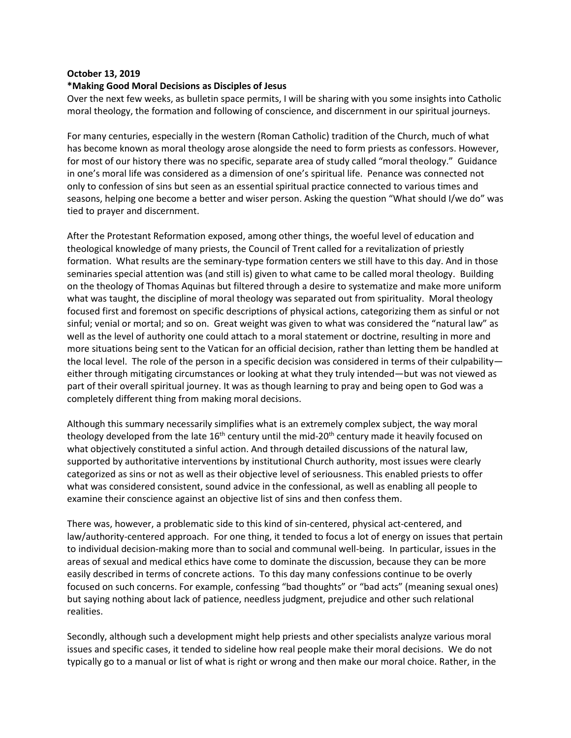**October 13, 2019**

**\*Making Good Moral Decisions as Disciples of Jesus**

Over the next few weeks, as bulletin space permits, I will be sharing with you some insights into Catholic moral theology, the formation and following of conscience, and discernment in our spiritual journeys.

For many centuries, especially in the western (Roman Catholic) tradition of the Church, much of what has become known as moral theology arose alongside the need to form priests as confessors. However, for most of our history there was no specific, separate area of study called "moral theology." Guidance in one's moral life was considered as a dimension of one's spiritual life. Penance was connected not only to confession of sins but seen as an essential spiritual practice connected to various times and seasons, helping one become a better and wiser person. Asking the question "What should I/we do" was tied to prayer and discernment.

After the Protestant Reformation exposed, among other things, the woeful level of education and theological knowledge of many priests, the Council of Trent called for a revitalization of priestly formation. What results are the seminary-type formation centers we still have to this day. And in those seminaries special attention was (and still is) given to what came to be called moral theology. Building on the theology of Thomas Aquinas but filtered through a desire to systematize and make more uniform what was taught, the discipline of moral theology was separated out from spirituality. Moral theology focused first and foremost on specific descriptions of physical actions, categorizing them as sinful or not sinful; venial or mortal; and so on. Great weight was given to what was considered the "natural law" as well as the level of authority one could attach to a moral statement or doctrine, resulting in more and more situations being sent to the Vatican for an official decision, rather than letting them be handled at the local level. The role of the person in a specific decision was considered in terms of their culpability—either through mitigating circumstances or looking at what they truly intended—but was not viewed as part of their overall spiritual journey. It was as though learning to pray and being open to God was a completely different thing from making moral decisions.

Although this summary necessarily simplifies what is an extremely complex subject, the way moral theology developed from the late 16th century until the mid-20th century made it heavily focused on what objectively constituted a sinful action. And through detailed discussions of the natural law, supported by authoritative interventions by institutional Church authority, most issues were clearly categorized as sins or not as well as their objective level of seriousness. This enabled priests to offer what was considered consistent, sound advice in the confessional, as well as enabling all people to examine their conscience against an objective list of sins and then confess them.

There was, however, a problematic side to this kind of sin-centered, physical act-centered, and law/authority-centered approach. For one thing, it tended to focus a lot of energy on issues that pertain to individual decision-making more than to social and communal well-being. In particular, issues in the areas of sexual and medical ethics have come to dominate the discussion, because they can be more easily described in terms of concrete actions. To this day many confessions continue to be overly focused on such concerns. For example, confessing "bad thoughts" or "bad acts" (meaning sexual ones) but saying nothing about lack of patience, needless judgment, prejudice and other such relational realities.

Secondly, although such a development might help priests and other specialists analyze various moral issues and specific cases, it tended to sideline how real people make their moral decisions. We do not typically go to a manual or list of what is right or wrong and then make our moral choice. Rather, in the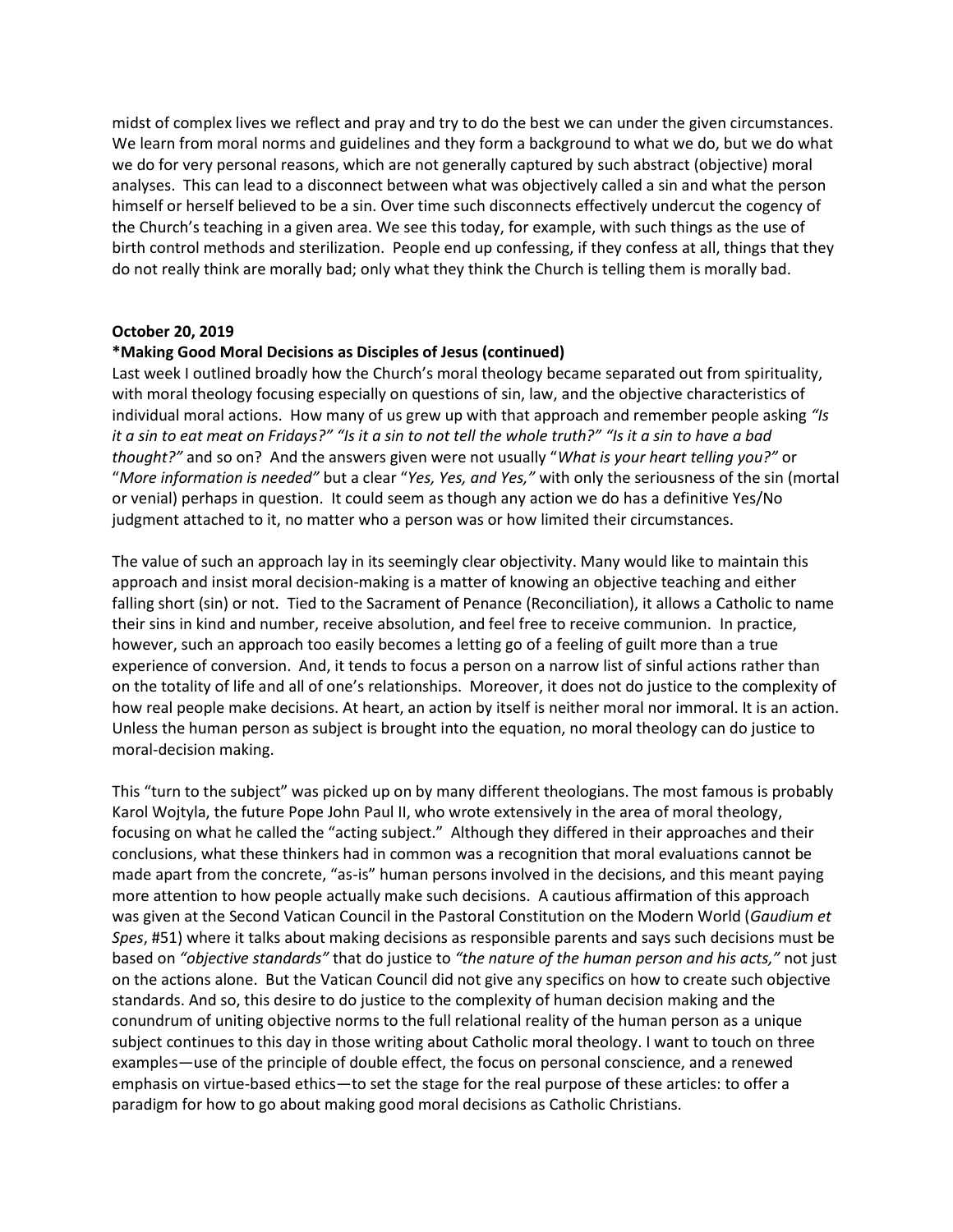midst of complex lives we reflect and pray and try to do the best we can under the given circumstances. We learn from moral norms and guidelines and they form a background to what we do, but we do what we do for very personal reasons, which are not generally captured by such abstract (objective) moral analyses. This can lead to a disconnect between what was objectively called a sin and what the person himself or herself believed to be a sin. Over time such disconnects effectively undercut the cogency of the Church's teaching in a given area. We see this today, for example, with such things as the use of birth control methods and sterilization. People end up confessing, if they confess at all, things that they do not really think are morally bad; only what they think the Church is telling them is morally bad.

**October 20, 2019**

**\*Making Good Moral Decisions as Disciples of Jesus (continued)**

Last week I outlined broadly how the Church's moral theology became separated out from spirituality, with moral theology focusing especially on questions of sin, law, and the objective characteristics of individual moral actions. How many of us grew up with that approach and remember people asking *"Is it a sin to eat meat on Fridays?" "Is it a sin to not tell the whole truth?" "Is it a sin to have a bad thought?"* and so on? And the answers given were not usually "*What is your heart telling you?"* or "*More information is needed"* but a clear "*Yes, Yes, and Yes,"* with only the seriousness of the sin (mortal or venial) perhaps in question. It could seem as though any action we do has a definitive Yes/No judgment attached to it, no matter who a person was or how limited their circumstances.

The value of such an approach lay in its seemingly clear objectivity. Many would like to maintain this approach and insist moral decision-making is a matter of knowing an objective teaching and either falling short (sin) or not. Tied to the Sacrament of Penance (Reconciliation), it allows a Catholic to name their sins in kind and number, receive absolution, and feel free to receive communion. In practice, however, such an approach too easily becomes a letting go of a feeling of guilt more than a true experience of conversion. And, it tends to focus a person on a narrow list of sinful actions rather than on the totality of life and all of one's relationships. Moreover, it does not do justice to the complexity of how real people make decisions. At heart, an action by itself is neither moral nor immoral. It is an action. Unless the human person as subject is brought into the equation, no moral theology can do justice to moral-decision making.

This "turn to the subject" was picked up on by many different theologians. The most famous is probably Karol Wojtyla, the future Pope John Paul II, who wrote extensively in the area of moral theology, focusing on what he called the "acting subject." Although they differed in their approaches and their conclusions, what these thinkers had in common was a recognition that moral evaluations cannot be made apart from the concrete, "as-is" human persons involved in the decisions, and this meant paying more attention to how people actually make such decisions. A cautious affirmation of this approach was given at the Second Vatican Council in the Pastoral Constitution on the Modern World (*Gaudium et Spes*, #51) where it talks about making decisions as responsible parents and says such decisions must be based on *"objective standards"* that do justice to *"the nature of the human person and his acts,"* not just on the actions alone. But the Vatican Council did not give any specifics on how to create such objective standards. And so, this desire to do justice to the complexity of human decision making and the conundrum of uniting objective norms to the full relational reality of the human person as a unique subject continues to this day in those writing about Catholic moral theology. I want to touch on three examples—use of the principle of double effect, the focus on personal conscience, and a renewed emphasis on virtue-based ethics—to set the stage for the real purpose of these articles: to offer a paradigm for how to go about making good moral decisions as Catholic Christians.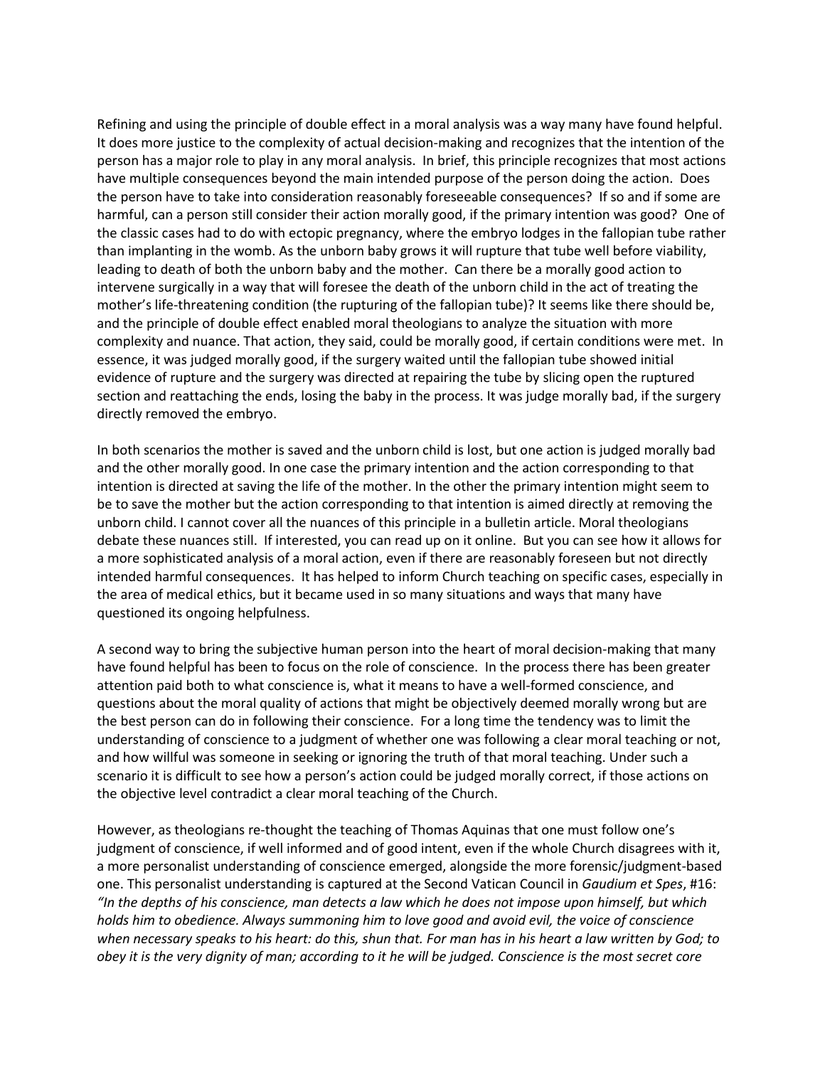Refining and using the principle of double effect in a moral analysis was a way many have found helpful. It does more justice to the complexity of actual decision-making and recognizes that the intention of the person has a major role to play in any moral analysis. In brief, this principle recognizes that most actions have multiple consequences beyond the main intended purpose of the person doing the action. Does the person have to take into consideration reasonably foreseeable consequences? If so and if some are harmful, can a person still consider their action morally good, if the primary intention was good? One of the classic cases had to do with ectopic pregnancy, where the embryo lodges in the fallopian tube rather than implanting in the womb. As the unborn baby grows it will rupture that tube well before viability, leading to death of both the unborn baby and the mother. Can there be a morally good action to intervene surgically in a way that will foresee the death of the unborn child in the act of treating the mother's life-threatening condition (the rupturing of the fallopian tube)? It seems like there should be, and the principle of double effect enabled moral theologians to analyze the situation with more complexity and nuance. That action, they said, could be morally good, if certain conditions were met. In essence, it was judged morally good, if the surgery waited until the fallopian tube showed initial evidence of rupture and the surgery was directed at repairing the tube by slicing open the ruptured section and reattaching the ends, losing the baby in the process. It was judge morally bad, if the surgery directly removed the embryo.

In both scenarios the mother is saved and the unborn child is lost, but one action is judged morally bad and the other morally good. In one case the primary intention and the action corresponding to that intention is directed at saving the life of the mother. In the other the primary intention might seem to be to save the mother but the action corresponding to that intention is aimed directly at removing the unborn child. I cannot cover all the nuances of this principle in a bulletin article. Moral theologians debate these nuances still. If interested, you can read up on it online. But you can see how it allows for a more sophisticated analysis of a moral action, even if there are reasonably foreseen but not directly intended harmful consequences. It has helped to inform Church teaching on specific cases, especially in the area of medical ethics, but it became used in so many situations and ways that many have questioned its ongoing helpfulness.

A second way to bring the subjective human person into the heart of moral decision-making that many have found helpful has been to focus on the role of conscience. In the process there has been greater attention paid both to what conscience is, what it means to have a well-formed conscience, and questions about the moral quality of actions that might be objectively deemed morally wrong but are the best person can do in following their conscience. For a long time the tendency was to limit the understanding of conscience to a judgment of whether one was following a clear moral teaching or not, and how willful was someone in seeking or ignoring the truth of that moral teaching. Under such a scenario it is difficult to see how a person's action could be judged morally correct, if those actions on the objective level contradict a clear moral teaching of the Church.

However, as theologians re-thought the teaching of Thomas Aquinas that one must follow one's judgment of conscience, if well informed and of good intent, even if the whole Church disagrees with it, a more personalist understanding of conscience emerged, alongside the more forensic/judgment-based one. This personalist understanding is captured at the Second Vatican Council in *Gaudium et Spes*, #16: *"In the depths of his conscience, man detects a law which he does not impose upon himself, but which holds him to obedience. Always summoning him to love good and avoid evil, the voice of conscience when necessary speaks to his heart: do this, shun that. For man has in his heart a law written by God; to obey it is the very dignity of man; according to it he will be judged. Conscience is the most secret core*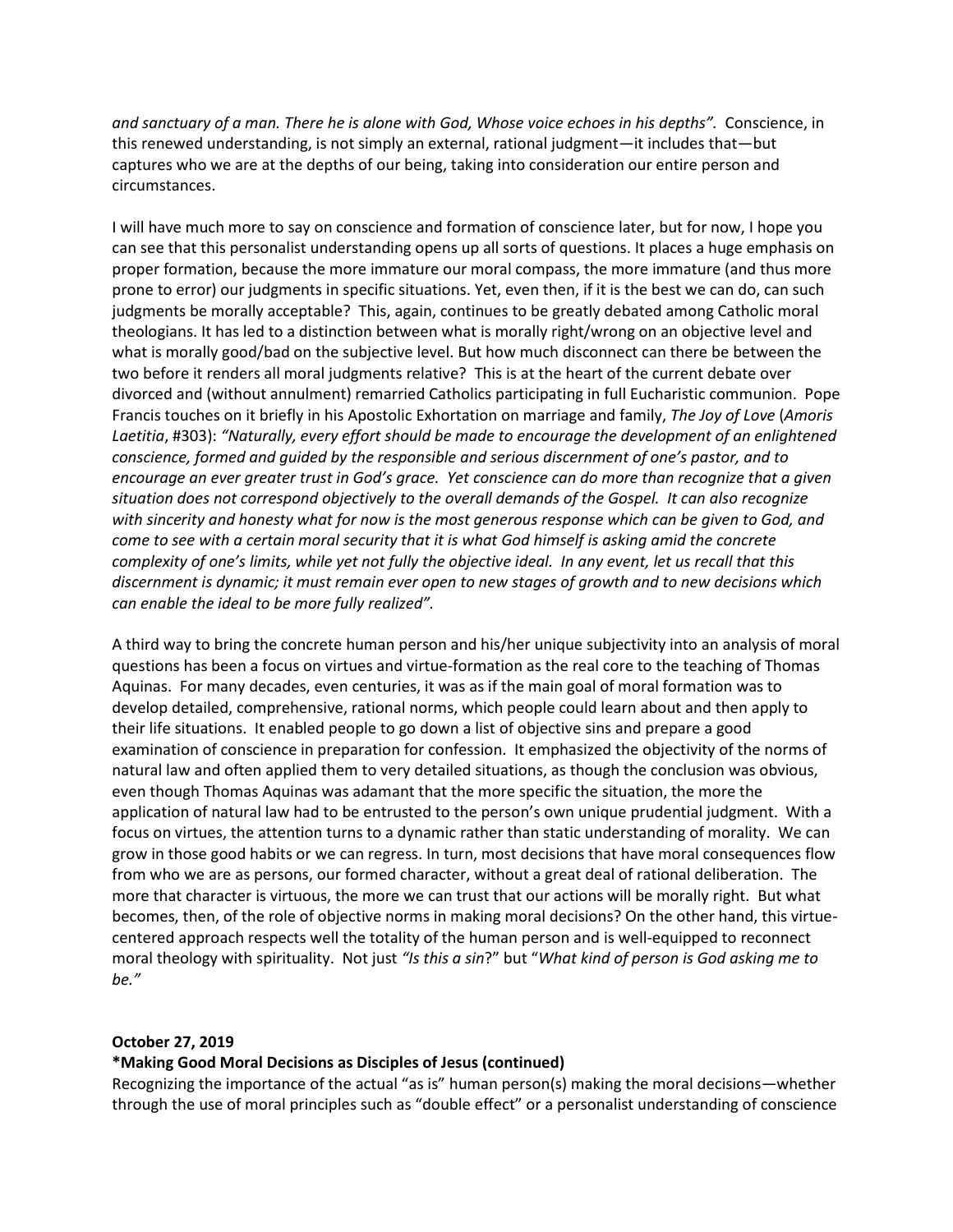*and sanctuary of a man. There he is alone with God, Whose voice echoes in his depths".* Conscience, in this renewed understanding, is not simply an external, rational judgment—it includes that—but captures who we are at the depths of our being, taking into consideration our entire person and circumstances.

I will have much more to say on conscience and formation of conscience later, but for now, I hope you can see that this personalist understanding opens up all sorts of questions. It places a huge emphasis on proper formation, because the more immature our moral compass, the more immature (and thus more prone to error) our judgments in specific situations. Yet, even then, if it is the best we can do, can such judgments be morally acceptable? This, again, continues to be greatly debated among Catholic moral theologians. It has led to a distinction between what is morally right/wrong on an objective level and what is morally good/bad on the subjective level. But how much disconnect can there be between the two before it renders all moral judgments relative? This is at the heart of the current debate over divorced and (without annulment) remarried Catholics participating in full Eucharistic communion. Pope Francis touches on it briefly in his Apostolic Exhortation on marriage and family, *The Joy of Love* (*Amoris Laetitia*, #303): *"Naturally, every effort should be made to encourage the development of an enlightened conscience, formed and guided by the responsible and serious discernment of one's pastor, and to encourage an ever greater trust in God's grace. Yet conscience can do more than recognize that a given situation does not correspond objectively to the overall demands of the Gospel. It can also recognize with sincerity and honesty what for now is the most generous response which can be given to God, and come to see with a certain moral security that it is what God himself is asking amid the concrete complexity of one's limits, while yet not fully the objective ideal. In any event, let us recall that this discernment is dynamic; it must remain ever open to new stages of growth and to new decisions which can enable the ideal to be more fully realized"*.

A third way to bring the concrete human person and his/her unique subjectivity into an analysis of moral questions has been a focus on virtues and virtue-formation as the real core to the teaching of Thomas Aquinas. For many decades, even centuries, it was as if the main goal of moral formation was to develop detailed, comprehensive, rational norms, which people could learn about and then apply to their life situations. It enabled people to go down a list of objective sins and prepare a good examination of conscience in preparation for confession. It emphasized the objectivity of the norms of natural law and often applied them to very detailed situations, as though the conclusion was obvious, even though Thomas Aquinas was adamant that the more specific the situation, the more the application of natural law had to be entrusted to the person's own unique prudential judgment. With a focus on virtues, the attention turns to a dynamic rather than static understanding of morality. We can grow in those good habits or we can regress. In turn, most decisions that have moral consequences flow from who we are as persons, our formed character, without a great deal of rational deliberation. The more that character is virtuous, the more we can trust that our actions will be morally right. But what becomes, then, of the role of objective norms in making moral decisions? On the other hand, this virtue-centered approach respects well the totality of the human person and is well-equipped to reconnect moral theology with spirituality. Not just *"Is this a sin*?" but "*What kind of person is God asking me to be."*

**October 27, 2019**

**\*Making Good Moral Decisions as Disciples of Jesus (continued)**

Recognizing the importance of the actual "as is" human person(s) making the moral decisions—whether through the use of moral principles such as "double effect" or a personalist understanding of conscience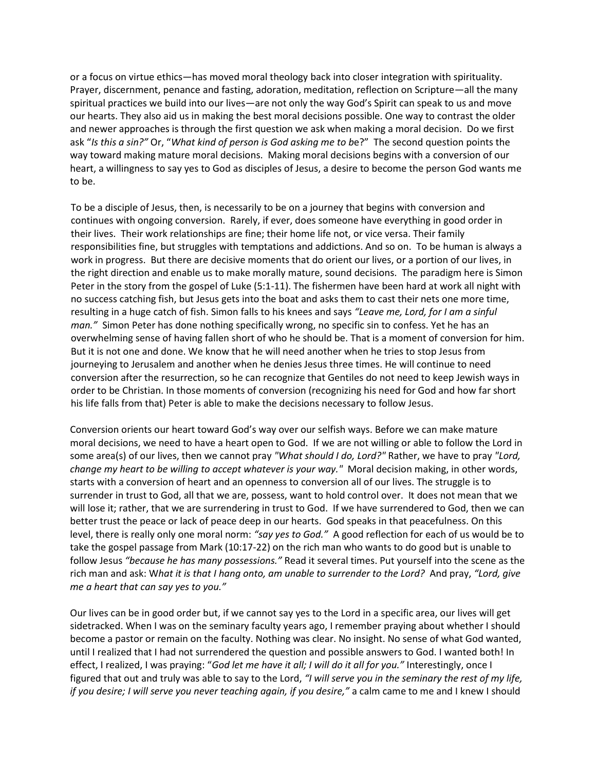or a focus on virtue ethics—has moved moral theology back into closer integration with spirituality. Prayer, discernment, penance and fasting, adoration, meditation, reflection on Scripture—all the many spiritual practices we build into our lives—are not only the way God's Spirit can speak to us and move our hearts. They also aid us in making the best moral decisions possible. One way to contrast the older and newer approaches is through the first question we ask when making a moral decision. Do we first ask "*Is this a sin?"* Or, "*What kind of person is God asking me to be*?" The second question points the way toward making mature moral decisions. Making moral decisions begins with a conversion of our heart, a willingness to say yes to God as disciples of Jesus, a desire to become the person God wants me to be.

To be a disciple of Jesus, then, is necessarily to be on a journey that begins with conversion and continues with ongoing conversion. Rarely, if ever, does someone have everything in good order in their lives. Their work relationships are fine; their home life not, or vice versa. Their family responsibilities fine, but struggles with temptations and addictions. And so on. To be human is always a work in progress. But there are decisive moments that do orient our lives, or a portion of our lives, in the right direction and enable us to make morally mature, sound decisions. The paradigm here is Simon Peter in the story from the gospel of Luke (5:1-11). The fishermen have been hard at work all night with no success catching fish, but Jesus gets into the boat and asks them to cast their nets one more time, resulting in a huge catch of fish. Simon falls to his knees and says *"Leave me, Lord, for I am a sinful man."* Simon Peter has done nothing specifically wrong, no specific sin to confess. Yet he has an overwhelming sense of having fallen short of who he should be. That is a moment of conversion for him. But it is not one and done. We know that he will need another when he tries to stop Jesus from journeying to Jerusalem and another when he denies Jesus three times. He will continue to need conversion after the resurrection, so he can recognize that Gentiles do not need to keep Jewish ways in order to be Christian. In those moments of conversion (recognizing his need for God and how far short his life falls from that) Peter is able to make the decisions necessary to follow Jesus.

Conversion orients our heart toward God's way over our selfish ways. Before we can make mature moral decisions, we need to have a heart open to God. If we are not willing or able to follow the Lord in some area(s) of our lives, then we cannot pray *"What should I do, Lord?"* Rather, we have to pray *"Lord, change my heart to be willing to accept whatever is your way."* Moral decision making, in other words, starts with a conversion of heart and an openness to conversion all of our lives. The struggle is to surrender in trust to God, all that we are, possess, want to hold control over. It does not mean that we will lose it; rather, that we are surrendering in trust to God. If we have surrendered to God, then we can better trust the peace or lack of peace deep in our hearts. God speaks in that peacefulness. On this level, there is really only one moral norm: *"say yes to God."* A good reflection for each of us would be to take the gospel passage from Mark (10:17-22) on the rich man who wants to do good but is unable to follow Jesus *"because he has many possessions."* Read it several times. Put yourself into the scene as the rich man and ask: W*hat it is that I hang onto, am unable to surrender to the Lord?* And pray, *"Lord, give me a heart that can say yes to you."*

Our lives can be in good order but, if we cannot say yes to the Lord in a specific area, our lives will get sidetracked. When I was on the seminary faculty years ago, I remember praying about whether I should become a pastor or remain on the faculty. Nothing was clear. No insight. No sense of what God wanted, until I realized that I had not surrendered the question and possible answers to God. I wanted both! In effect, I realized, I was praying: "*God let me have it all; I will do it all for you."* Interestingly, once I figured that out and truly was able to say to the Lord, *"I will serve you in the seminary the rest of my life, if you desire; I will serve you never teaching again, if you desire,"* a calm came to me and I knew I should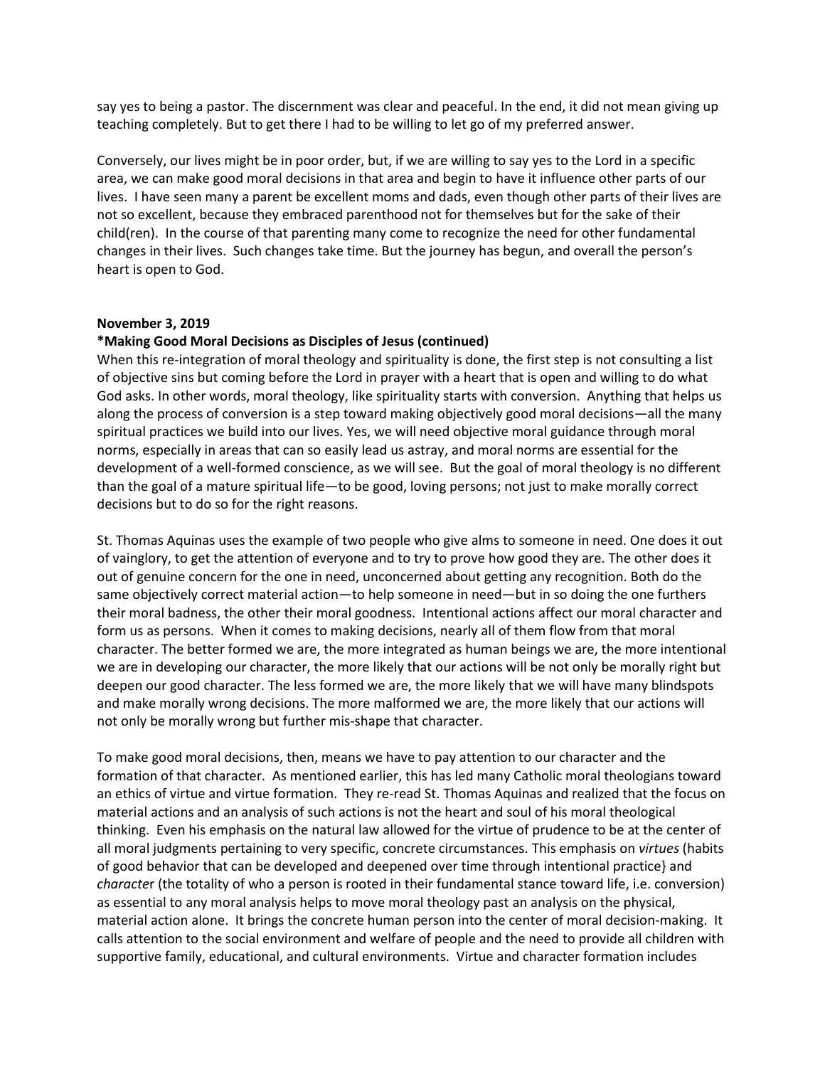say yes to being a pastor. The discernment was clear and peaceful. In the end, it did not mean giving up teaching completely. But to get there I had to be willing to let go of my preferred answer.

Conversely, our lives might be in poor order, but, if we are willing to say yes to the Lord in a specific area, we can make good moral decisions in that area and begin to have it influence other parts of our lives. I have seen many a parent be excellent moms and dads, even though other parts of their lives are not so excellent, because they embraced parenthood not for themselves but for the sake of their child(ren). In the course of that parenting many come to recognize the need for other fundamental changes in their lives. Such changes take time. But the journey has begun, and overall the person's heart is open to God.

**November 3, 2019**

**\*Making Good Moral Decisions as Disciples of Jesus (continued)**

When this re-integration of moral theology and spirituality is done, the first step is not consulting a list of objective sins but coming before the Lord in prayer with a heart that is open and willing to do what God asks. In other words, moral theology, like spirituality starts with conversion. Anything that helps us along the process of conversion is a step toward making objectively good moral decisions—all the many spiritual practices we build into our lives. Yes, we will need objective moral guidance through moral norms, especially in areas that can so easily lead us astray, and moral norms are essential for the development of a well-formed conscience, as we will see. But the goal of moral theology is no different than the goal of a mature spiritual life—to be good, loving persons; not just to make morally correct decisions but to do so for the right reasons.

St. Thomas Aquinas uses the example of two people who give alms to someone in need. One does it out of vainglory, to get the attention of everyone and to try to prove how good they are. The other does it out of genuine concern for the one in need, unconcerned about getting any recognition. Both do the same objectively correct material action—to help someone in need—but in so doing the one furthers their moral badness, the other their moral goodness. Intentional actions affect our moral character and form us as persons. When it comes to making decisions, nearly all of them flow from that moral character. The better formed we are, the more integrated as human beings we are, the more intentional we are in developing our character, the more likely that our actions will be not only be morally right but deepen our good character. The less formed we are, the more likely that we will have many blindspots and make morally wrong decisions. The more malformed we are, the more likely that our actions will not only be morally wrong but further mis-shape that character.

To make good moral decisions, then, means we have to pay attention to our character and the formation of that character. As mentioned earlier, this has led many Catholic moral theologians toward an ethics of virtue and virtue formation. They re-read St. Thomas Aquinas and realized that the focus on material actions and an analysis of such actions is not the heart and soul of his moral theological thinking. Even his emphasis on the natural law allowed for the virtue of prudence to be at the center of all moral judgments pertaining to very specific, concrete circumstances. This emphasis on *virtues* (habits of good behavior that can be developed and deepened over time through intentional practice} and *character* (the totality of who a person is rooted in their fundamental stance toward life, i.e. conversion) as essential to any moral analysis helps to move moral theology past an analysis on the physical, material action alone. It brings the concrete human person into the center of moral decision-making. It calls attention to the social environment and welfare of people and the need to provide all children with supportive family, educational, and cultural environments. Virtue and character formation includes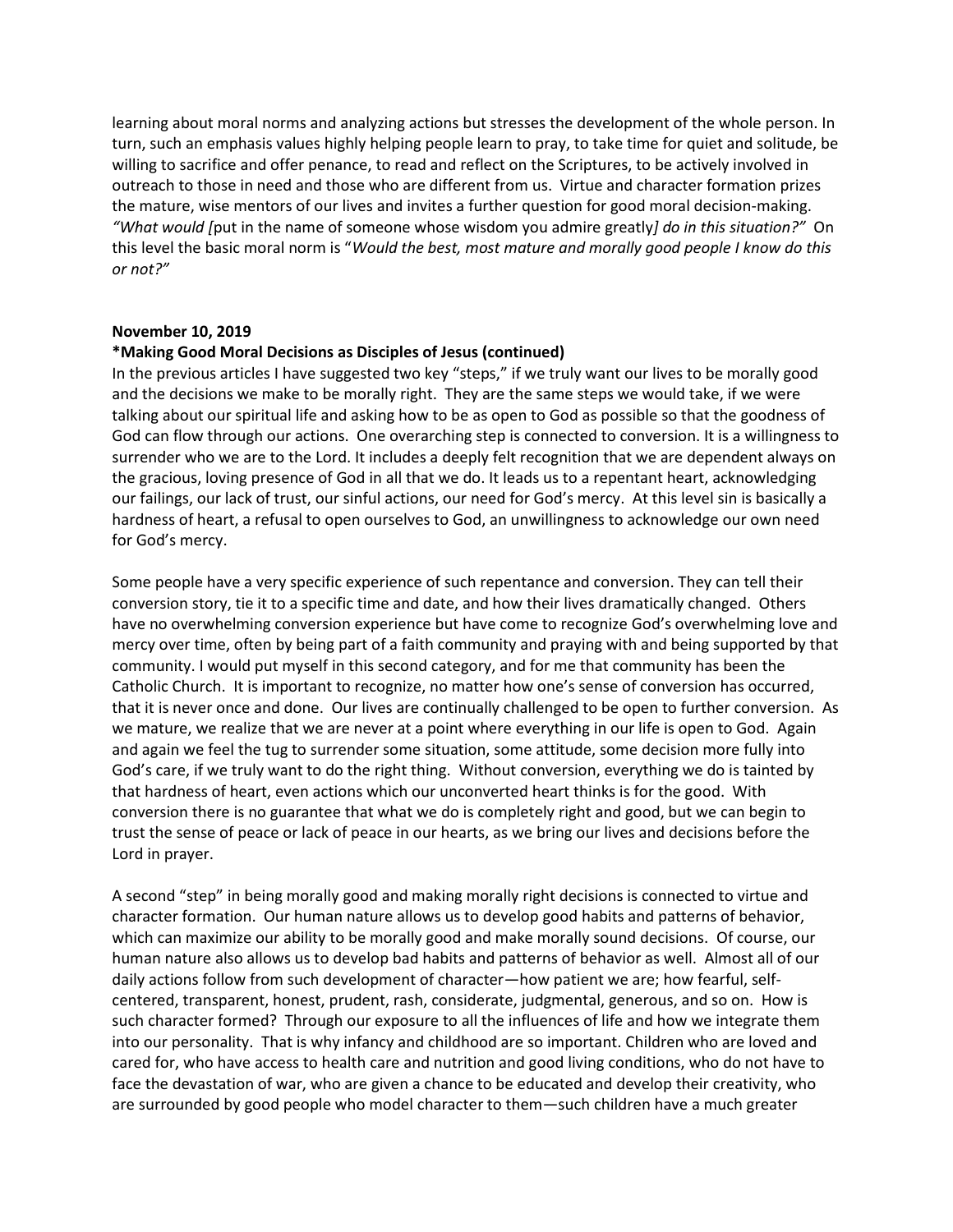learning about moral norms and analyzing actions but stresses the development of the whole person. In turn, such an emphasis values highly helping people learn to pray, to take time for quiet and solitude, be willing to sacrifice and offer penance, to read and reflect on the Scriptures, to be actively involved in outreach to those in need and those who are different from us. Virtue and character formation prizes the mature, wise mentors of our lives and invites a further question for good moral decision-making. *"What would [*put in the name of someone whose wisdom you admire greatly*] do in this situation?"* On this level the basic moral norm is "*Would the best, most mature and morally good people I know do this or not?"*

**November 10, 2019**

**\*Making Good Moral Decisions as Disciples of Jesus (continued)**

In the previous articles I have suggested two key "steps," if we truly want our lives to be morally good and the decisions we make to be morally right. They are the same steps we would take, if we were talking about our spiritual life and asking how to be as open to God as possible so that the goodness of God can flow through our actions. One overarching step is connected to conversion. It is a willingness to surrender who we are to the Lord. It includes a deeply felt recognition that we are dependent always on the gracious, loving presence of God in all that we do. It leads us to a repentant heart, acknowledging our failings, our lack of trust, our sinful actions, our need for God's mercy. At this level sin is basically a hardness of heart, a refusal to open ourselves to God, an unwillingness to acknowledge our own need for God's mercy.

Some people have a very specific experience of such repentance and conversion. They can tell their conversion story, tie it to a specific time and date, and how their lives dramatically changed. Others have no overwhelming conversion experience but have come to recognize God's overwhelming love and mercy over time, often by being part of a faith community and praying with and being supported by that community. I would put myself in this second category, and for me that community has been the Catholic Church. It is important to recognize, no matter how one's sense of conversion has occurred, that it is never once and done. Our lives are continually challenged to be open to further conversion. As we mature, we realize that we are never at a point where everything in our life is open to God. Again and again we feel the tug to surrender some situation, some attitude, some decision more fully into God's care, if we truly want to do the right thing. Without conversion, everything we do is tainted by that hardness of heart, even actions which our unconverted heart thinks is for the good. With conversion there is no guarantee that what we do is completely right and good, but we can begin to trust the sense of peace or lack of peace in our hearts, as we bring our lives and decisions before the Lord in prayer.

A second "step" in being morally good and making morally right decisions is connected to virtue and character formation. Our human nature allows us to develop good habits and patterns of behavior, which can maximize our ability to be morally good and make morally sound decisions. Of course, our human nature also allows us to develop bad habits and patterns of behavior as well. Almost all of our daily actions follow from such development of character—how patient we are; how fearful, self-centered, transparent, honest, prudent, rash, considerate, judgmental, generous, and so on. How is such character formed? Through our exposure to all the influences of life and how we integrate them into our personality. That is why infancy and childhood are so important. Children who are loved and cared for, who have access to health care and nutrition and good living conditions, who do not have to face the devastation of war, who are given a chance to be educated and develop their creativity, who are surrounded by good people who model character to them—such children have a much greater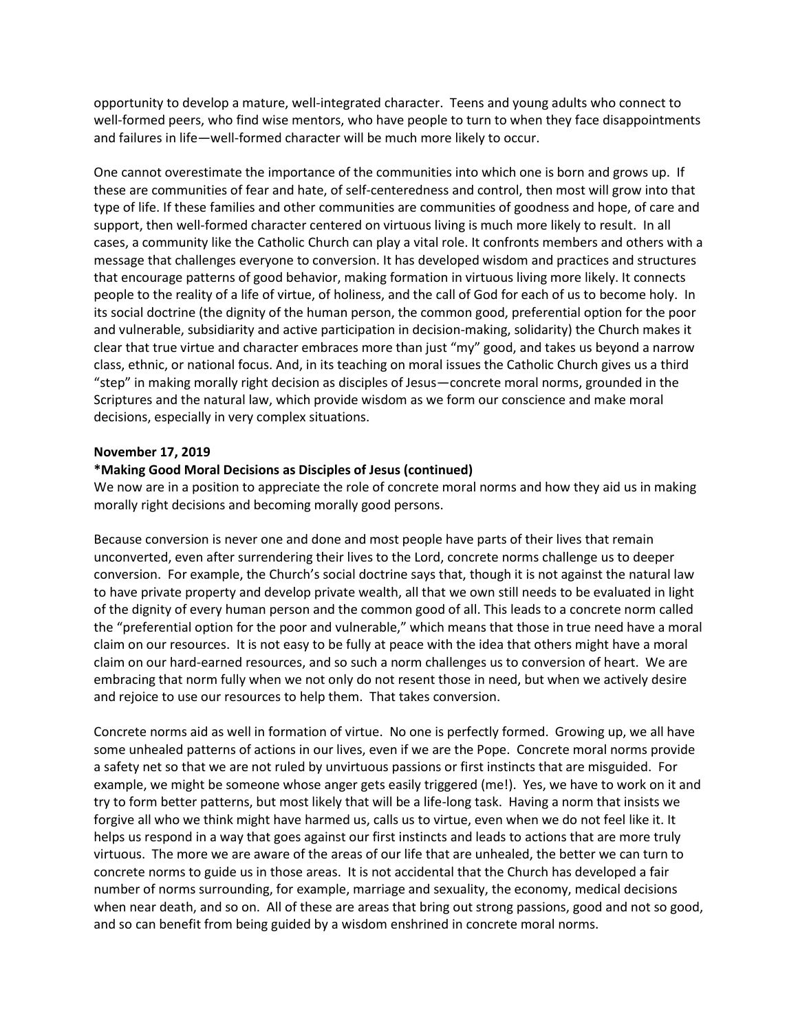opportunity to develop a mature, well-integrated character. Teens and young adults who connect to well-formed peers, who find wise mentors, who have people to turn to when they face disappointments and failures in life—well-formed character will be much more likely to occur.

One cannot overestimate the importance of the communities into which one is born and grows up. If these are communities of fear and hate, of self-centeredness and control, then most will grow into that type of life. If these families and other communities are communities of goodness and hope, of care and support, then well-formed character centered on virtuous living is much more likely to result. In all cases, a community like the Catholic Church can play a vital role. It confronts members and others with a message that challenges everyone to conversion. It has developed wisdom and practices and structures that encourage patterns of good behavior, making formation in virtuous living more likely. It connects people to the reality of a life of virtue, of holiness, and the call of God for each of us to become holy. In its social doctrine (the dignity of the human person, the common good, preferential option for the poor and vulnerable, subsidiarity and active participation in decision-making, solidarity) the Church makes it clear that true virtue and character embraces more than just "my" good, and takes us beyond a narrow class, ethnic, or national focus. And, in its teaching on moral issues the Catholic Church gives us a third "step" in making morally right decision as disciples of Jesus—concrete moral norms, grounded in the Scriptures and the natural law, which provide wisdom as we form our conscience and make moral decisions, especially in very complex situations.

**November 17, 2019**

**\*Making Good Moral Decisions as Disciples of Jesus (continued)**

We now are in a position to appreciate the role of concrete moral norms and how they aid us in making morally right decisions and becoming morally good persons.

Because conversion is never one and done and most people have parts of their lives that remain unconverted, even after surrendering their lives to the Lord, concrete norms challenge us to deeper conversion. For example, the Church's social doctrine says that, though it is not against the natural law to have private property and develop private wealth, all that we own still needs to be evaluated in light of the dignity of every human person and the common good of all. This leads to a concrete norm called the "preferential option for the poor and vulnerable," which means that those in true need have a moral claim on our resources. It is not easy to be fully at peace with the idea that others might have a moral claim on our hard-earned resources, and so such a norm challenges us to conversion of heart. We are embracing that norm fully when we not only do not resent those in need, but when we actively desire and rejoice to use our resources to help them. That takes conversion.

Concrete norms aid as well in formation of virtue. No one is perfectly formed. Growing up, we all have some unhealed patterns of actions in our lives, even if we are the Pope. Concrete moral norms provide a safety net so that we are not ruled by unvirtuous passions or first instincts that are misguided. For example, we might be someone whose anger gets easily triggered (me!). Yes, we have to work on it and try to form better patterns, but most likely that will be a life-long task. Having a norm that insists we forgive all who we think might have harmed us, calls us to virtue, even when we do not feel like it. It helps us respond in a way that goes against our first instincts and leads to actions that are more truly virtuous. The more we are aware of the areas of our life that are unhealed, the better we can turn to concrete norms to guide us in those areas. It is not accidental that the Church has developed a fair number of norms surrounding, for example, marriage and sexuality, the economy, medical decisions when near death, and so on. All of these are areas that bring out strong passions, good and not so good, and so can benefit from being guided by a wisdom enshrined in concrete moral norms.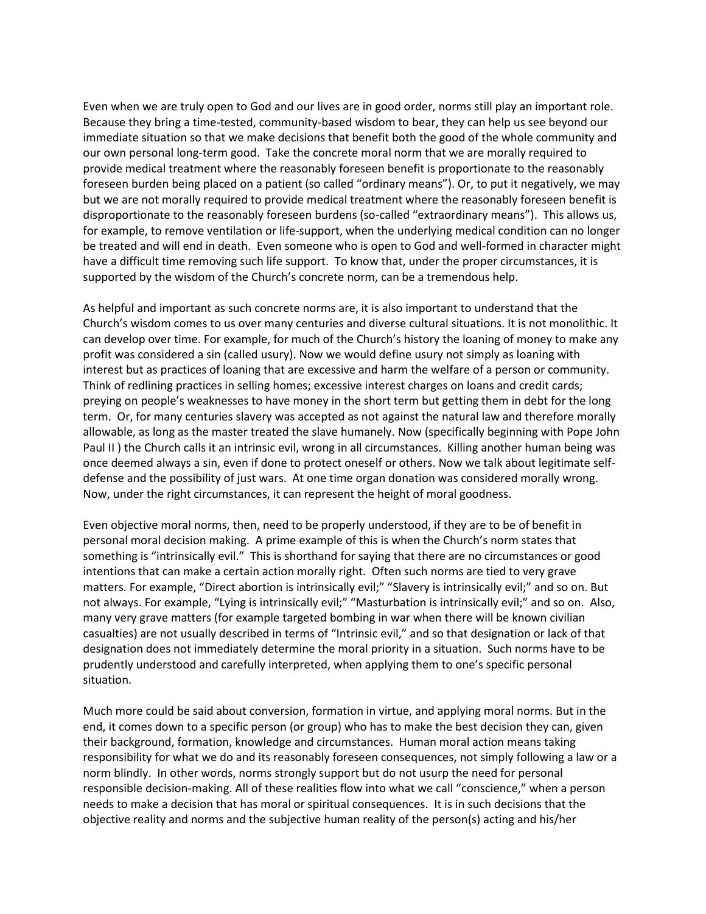Even when we are truly open to God and our lives are in good order, norms still play an important role. Because they bring a time-tested, community-based wisdom to bear, they can help us see beyond our immediate situation so that we make decisions that benefit both the good of the whole community and our own personal long-term good. Take the concrete moral norm that we are morally required to provide medical treatment where the reasonably foreseen benefit is proportionate to the reasonably foreseen burden being placed on a patient (so called "ordinary means"). Or, to put it negatively, we may but we are not morally required to provide medical treatment where the reasonably foreseen benefit is disproportionate to the reasonably foreseen burdens (so-called "extraordinary means"). This allows us, for example, to remove ventilation or life-support, when the underlying medical condition can no longer be treated and will end in death. Even someone who is open to God and well-formed in character might have a difficult time removing such life support. To know that, under the proper circumstances, it is supported by the wisdom of the Church's concrete norm, can be a tremendous help.

As helpful and important as such concrete norms are, it is also important to understand that the Church's wisdom comes to us over many centuries and diverse cultural situations. It is not monolithic. It can develop over time. For example, for much of the Church's history the loaning of money to make any profit was considered a sin (called usury). Now we would define usury not simply as loaning with interest but as practices of loaning that are excessive and harm the welfare of a person or community. Think of redlining practices in selling homes; excessive interest charges on loans and credit cards; preying on people's weaknesses to have money in the short term but getting them in debt for the long term. Or, for many centuries slavery was accepted as not against the natural law and therefore morally allowable, as long as the master treated the slave humanely. Now (specifically beginning with Pope John Paul II ) the Church calls it an intrinsic evil, wrong in all circumstances. Killing another human being was once deemed always a sin, even if done to protect oneself or others. Now we talk about legitimate self-defense and the possibility of just wars. At one time organ donation was considered morally wrong. Now, under the right circumstances, it can represent the height of moral goodness.

Even objective moral norms, then, need to be properly understood, if they are to be of benefit in personal moral decision making. A prime example of this is when the Church's norm states that something is "intrinsically evil." This is shorthand for saying that there are no circumstances or good intentions that can make a certain action morally right. Often such norms are tied to very grave matters. For example, "Direct abortion is intrinsically evil;" "Slavery is intrinsically evil;" and so on. But not always. For example, "Lying is intrinsically evil;" "Masturbation is intrinsically evil;" and so on. Also, many very grave matters (for example targeted bombing in war when there will be known civilian casualties) are not usually described in terms of "Intrinsic evil," and so that designation or lack of that designation does not immediately determine the moral priority in a situation. Such norms have to be prudently understood and carefully interpreted, when applying them to one's specific personal situation.

Much more could be said about conversion, formation in virtue, and applying moral norms. But in the end, it comes down to a specific person (or group) who has to make the best decision they can, given their background, formation, knowledge and circumstances. Human moral action means taking responsibility for what we do and its reasonably foreseen consequences, not simply following a law or a norm blindly. In other words, norms strongly support but do not usurp the need for personal responsible decision-making. All of these realities flow into what we call "conscience," when a person needs to make a decision that has moral or spiritual consequences. It is in such decisions that the objective reality and norms and the subjective human reality of the person(s) acting and his/her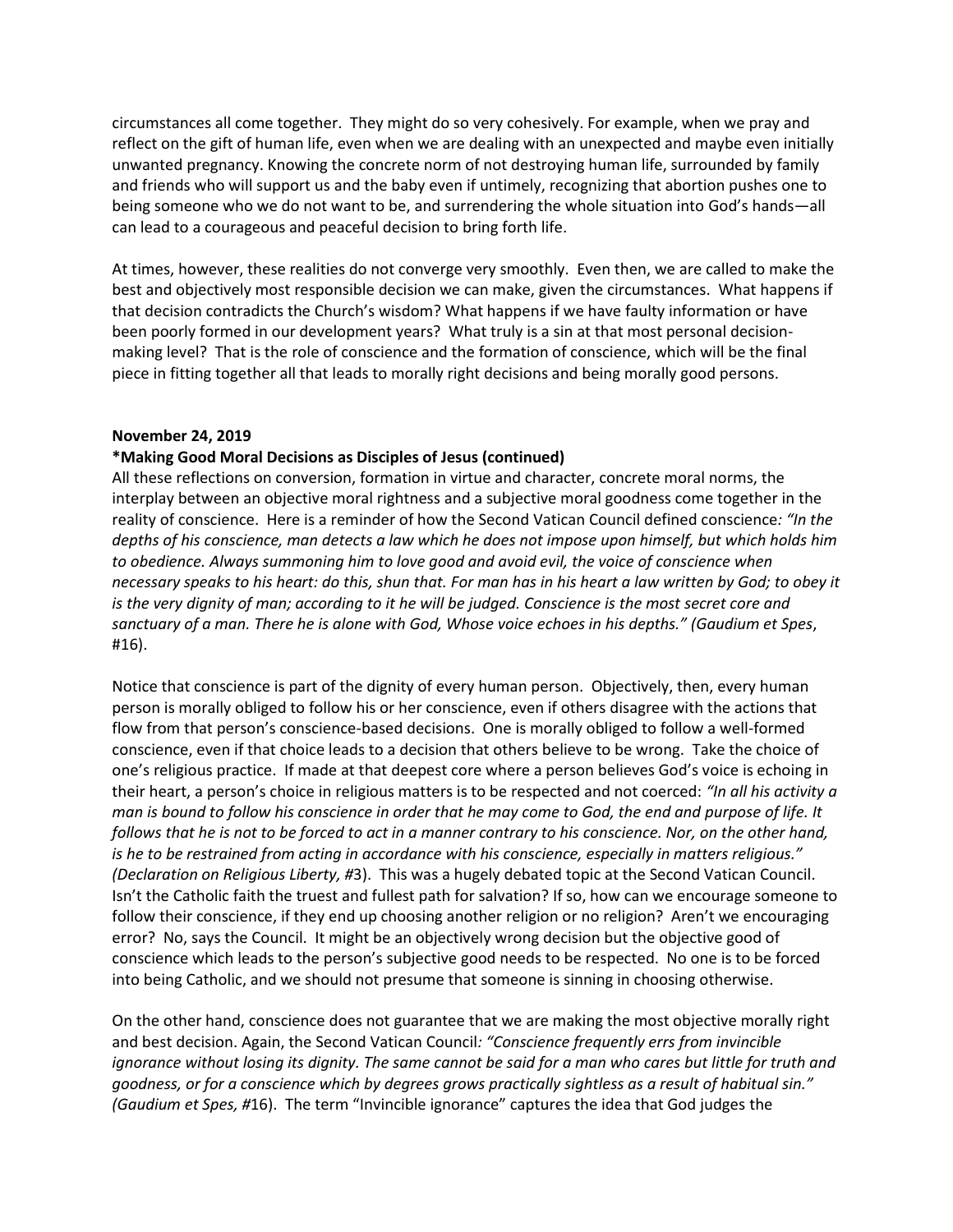circumstances all come together. They might do so very cohesively. For example, when we pray and reflect on the gift of human life, even when we are dealing with an unexpected and maybe even initially unwanted pregnancy. Knowing the concrete norm of not destroying human life, surrounded by family and friends who will support us and the baby even if untimely, recognizing that abortion pushes one to being someone who we do not want to be, and surrendering the whole situation into God's hands—all can lead to a courageous and peaceful decision to bring forth life.

At times, however, these realities do not converge very smoothly. Even then, we are called to make the best and objectively most responsible decision we can make, given the circumstances. What happens if that decision contradicts the Church's wisdom? What happens if we have faulty information or have been poorly formed in our development years? What truly is a sin at that most personal decision-making level? That is the role of conscience and the formation of conscience, which will be the final piece in fitting together all that leads to morally right decisions and being morally good persons.

**November 24, 2019**

**\*Making Good Moral Decisions as Disciples of Jesus (continued)**

All these reflections on conversion, formation in virtue and character, concrete moral norms, the interplay between an objective moral rightness and a subjective moral goodness come together in the reality of conscience. Here is a reminder of how the Second Vatican Council defined conscience*: "In the depths of his conscience, man detects a law which he does not impose upon himself, but which holds him to obedience. Always summoning him to love good and avoid evil, the voice of conscience when necessary speaks to his heart: do this, shun that. For man has in his heart a law written by God; to obey it is the very dignity of man; according to it he will be judged. Conscience is the most secret core and sanctuary of a man. There he is alone with God, Whose voice echoes in his depths." (Gaudium et Spes*, #16).

Notice that conscience is part of the dignity of every human person. Objectively, then, every human person is morally obliged to follow his or her conscience, even if others disagree with the actions that flow from that person's conscience-based decisions. One is morally obliged to follow a well-formed conscience, even if that choice leads to a decision that others believe to be wrong. Take the choice of one's religious practice. If made at that deepest core where a person believes God's voice is echoing in their heart, a person's choice in religious matters is to be respected and not coerced: *"In all his activity a man is bound to follow his conscience in order that he may come to God, the end and purpose of life. It follows that he is not to be forced to act in a manner contrary to his conscience. Nor, on the other hand, is he to be restrained from acting in accordance with his conscience, especially in matters religious." (Declaration on Religious Liberty, #*3). This was a hugely debated topic at the Second Vatican Council. Isn't the Catholic faith the truest and fullest path for salvation? If so, how can we encourage someone to follow their conscience, if they end up choosing another religion or no religion? Aren't we encouraging error? No, says the Council. It might be an objectively wrong decision but the objective good of conscience which leads to the person's subjective good needs to be respected. No one is to be forced into being Catholic, and we should not presume that someone is sinning in choosing otherwise.

On the other hand, conscience does not guarantee that we are making the most objective morally right and best decision. Again, the Second Vatican Council*: "Conscience frequently errs from invincible ignorance without losing its dignity. The same cannot be said for a man who cares but little for truth and goodness, or for a conscience which by degrees grows practically sightless as a result of habitual sin." (Gaudium et Spes, #*16). The term "Invincible ignorance" captures the idea that God judges the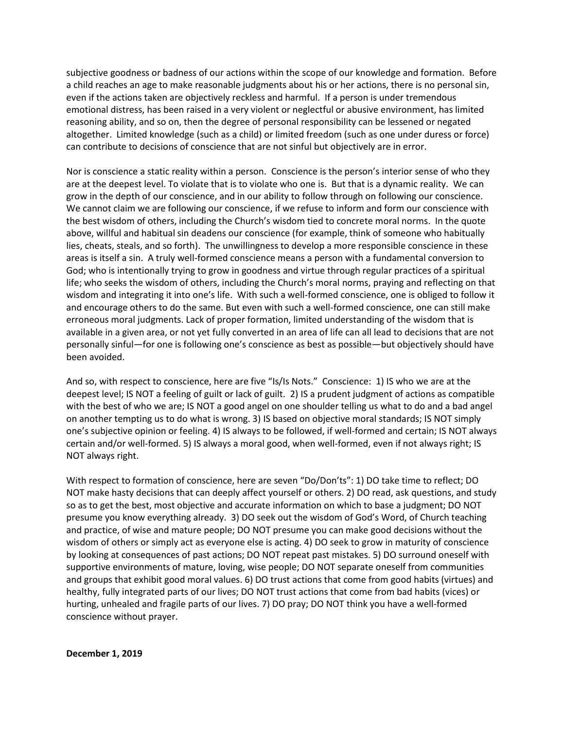subjective goodness or badness of our actions within the scope of our knowledge and formation. Before a child reaches an age to make reasonable judgments about his or her actions, there is no personal sin, even if the actions taken are objectively reckless and harmful. If a person is under tremendous emotional distress, has been raised in a very violent or neglectful or abusive environment, has limited reasoning ability, and so on, then the degree of personal responsibility can be lessened or negated altogether. Limited knowledge (such as a child) or limited freedom (such as one under duress or force) can contribute to decisions of conscience that are not sinful but objectively are in error.

Nor is conscience a static reality within a person. Conscience is the person's interior sense of who they are at the deepest level. To violate that is to violate who one is. But that is a dynamic reality. We can grow in the depth of our conscience, and in our ability to follow through on following our conscience. We cannot claim we are following our conscience, if we refuse to inform and form our conscience with the best wisdom of others, including the Church's wisdom tied to concrete moral norms. In the quote above, willful and habitual sin deadens our conscience (for example, think of someone who habitually lies, cheats, steals, and so forth). The unwillingness to develop a more responsible conscience in these areas is itself a sin. A truly well-formed conscience means a person with a fundamental conversion to God; who is intentionally trying to grow in goodness and virtue through regular practices of a spiritual life; who seeks the wisdom of others, including the Church's moral norms, praying and reflecting on that wisdom and integrating it into one's life. With such a well-formed conscience, one is obliged to follow it and encourage others to do the same. But even with such a well-formed conscience, one can still make erroneous moral judgments. Lack of proper formation, limited understanding of the wisdom that is available in a given area, or not yet fully converted in an area of life can all lead to decisions that are not personally sinful—for one is following one's conscience as best as possible—but objectively should have been avoided.

And so, with respect to conscience, here are five "Is/Is Nots." Conscience: 1) IS who we are at the deepest level; IS NOT a feeling of guilt or lack of guilt. 2) IS a prudent judgment of actions as compatible with the best of who we are; IS NOT a good angel on one shoulder telling us what to do and a bad angel on another tempting us to do what is wrong. 3) IS based on objective moral standards; IS NOT simply one's subjective opinion or feeling. 4) IS always to be followed, if well-formed and certain; IS NOT always certain and/or well-formed. 5) IS always a moral good, when well-formed, even if not always right; IS NOT always right.

With respect to formation of conscience, here are seven "Do/Don'ts": 1) DO take time to reflect; DO NOT make hasty decisions that can deeply affect yourself or others. 2) DO read, ask questions, and study so as to get the best, most objective and accurate information on which to base a judgment; DO NOT presume you know everything already. 3) DO seek out the wisdom of God's Word, of Church teaching and practice, of wise and mature people; DO NOT presume you can make good decisions without the wisdom of others or simply act as everyone else is acting. 4) DO seek to grow in maturity of conscience by looking at consequences of past actions; DO NOT repeat past mistakes. 5) DO surround oneself with supportive environments of mature, loving, wise people; DO NOT separate oneself from communities and groups that exhibit good moral values. 6) DO trust actions that come from good habits (virtues) and healthy, fully integrated parts of our lives; DO NOT trust actions that come from bad habits (vices) or hurting, unhealed and fragile parts of our lives. 7) DO pray; DO NOT think you have a well-formed conscience without prayer.

**December 1, 2019**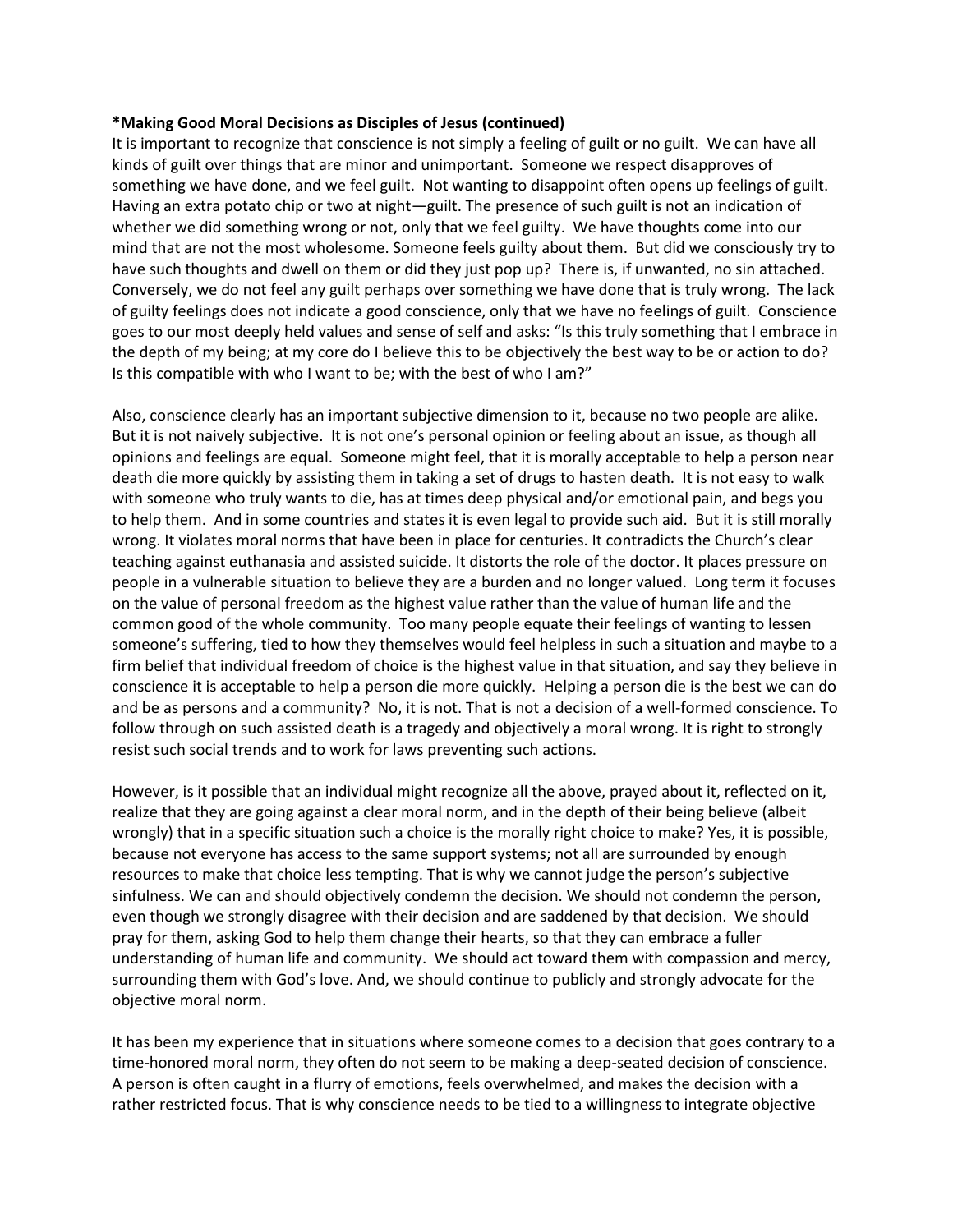**\*Making Good Moral Decisions as Disciples of Jesus (continued)**

It is important to recognize that conscience is not simply a feeling of guilt or no guilt. We can have all kinds of guilt over things that are minor and unimportant. Someone we respect disapproves of something we have done, and we feel guilt. Not wanting to disappoint often opens up feelings of guilt. Having an extra potato chip or two at night—guilt. The presence of such guilt is not an indication of whether we did something wrong or not, only that we feel guilty. We have thoughts come into our mind that are not the most wholesome. Someone feels guilty about them. But did we consciously try to have such thoughts and dwell on them or did they just pop up? There is, if unwanted, no sin attached. Conversely, we do not feel any guilt perhaps over something we have done that is truly wrong. The lack of guilty feelings does not indicate a good conscience, only that we have no feelings of guilt. Conscience goes to our most deeply held values and sense of self and asks: "Is this truly something that I embrace in the depth of my being; at my core do I believe this to be objectively the best way to be or action to do? Is this compatible with who I want to be; with the best of who I am?"

Also, conscience clearly has an important subjective dimension to it, because no two people are alike. But it is not naively subjective. It is not one's personal opinion or feeling about an issue, as though all opinions and feelings are equal. Someone might feel, that it is morally acceptable to help a person near death die more quickly by assisting them in taking a set of drugs to hasten death. It is not easy to walk with someone who truly wants to die, has at times deep physical and/or emotional pain, and begs you to help them. And in some countries and states it is even legal to provide such aid. But it is still morally wrong. It violates moral norms that have been in place for centuries. It contradicts the Church's clear teaching against euthanasia and assisted suicide. It distorts the role of the doctor. It places pressure on people in a vulnerable situation to believe they are a burden and no longer valued. Long term it focuses on the value of personal freedom as the highest value rather than the value of human life and the common good of the whole community. Too many people equate their feelings of wanting to lessen someone's suffering, tied to how they themselves would feel helpless in such a situation and maybe to a firm belief that individual freedom of choice is the highest value in that situation, and say they believe in conscience it is acceptable to help a person die more quickly. Helping a person die is the best we can do and be as persons and a community? No, it is not. That is not a decision of a well-formed conscience. To follow through on such assisted death is a tragedy and objectively a moral wrong. It is right to strongly resist such social trends and to work for laws preventing such actions.

However, is it possible that an individual might recognize all the above, prayed about it, reflected on it, realize that they are going against a clear moral norm, and in the depth of their being believe (albeit wrongly) that in a specific situation such a choice is the morally right choice to make? Yes, it is possible, because not everyone has access to the same support systems; not all are surrounded by enough resources to make that choice less tempting. That is why we cannot judge the person's subjective sinfulness. We can and should objectively condemn the decision. We should not condemn the person, even though we strongly disagree with their decision and are saddened by that decision. We should pray for them, asking God to help them change their hearts, so that they can embrace a fuller understanding of human life and community. We should act toward them with compassion and mercy, surrounding them with God's love. And, we should continue to publicly and strongly advocate for the objective moral norm.

It has been my experience that in situations where someone comes to a decision that goes contrary to a time-honored moral norm, they often do not seem to be making a deep-seated decision of conscience. A person is often caught in a flurry of emotions, feels overwhelmed, and makes the decision with a rather restricted focus. That is why conscience needs to be tied to a willingness to integrate objective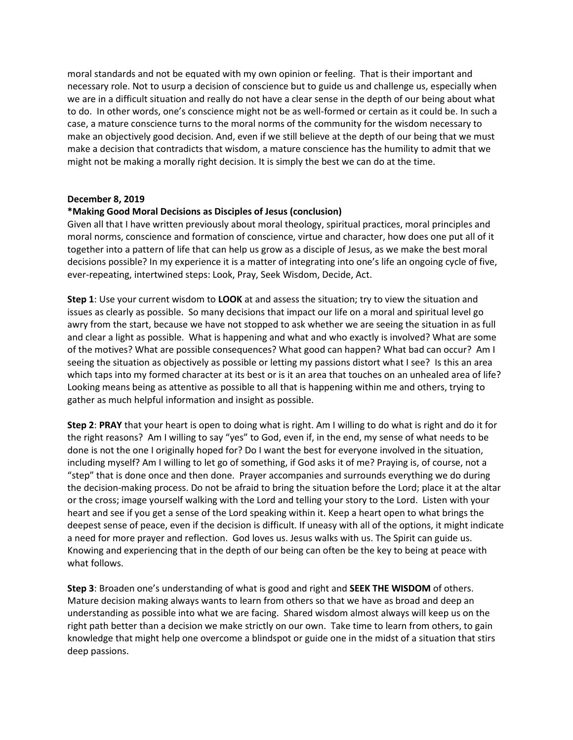moral standards and not be equated with my own opinion or feeling. That is their important and necessary role. Not to usurp a decision of conscience but to guide us and challenge us, especially when we are in a difficult situation and really do not have a clear sense in the depth of our being about what to do. In other words, one's conscience might not be as well-formed or certain as it could be. In such a case, a mature conscience turns to the moral norms of the community for the wisdom necessary to make an objectively good decision. And, even if we still believe at the depth of our being that we must make a decision that contradicts that wisdom, a mature conscience has the humility to admit that we might not be making a morally right decision. It is simply the best we can do at the time.

**December 8, 2019**

**\*Making Good Moral Decisions as Disciples of Jesus (conclusion)**

Given all that I have written previously about moral theology, spiritual practices, moral principles and moral norms, conscience and formation of conscience, virtue and character, how does one put all of it together into a pattern of life that can help us grow as a disciple of Jesus, as we make the best moral decisions possible? In my experience it is a matter of integrating into one's life an ongoing cycle of five, ever-repeating, intertwined steps: Look, Pray, Seek Wisdom, Decide, Act.

**Step 1**: Use your current wisdom to **LOOK** at and assess the situation; try to view the situation and issues as clearly as possible. So many decisions that impact our life on a moral and spiritual level go awry from the start, because we have not stopped to ask whether we are seeing the situation in as full and clear a light as possible. What is happening and what and who exactly is involved? What are some of the motives? What are possible consequences? What good can happen? What bad can occur? Am I seeing the situation as objectively as possible or letting my passions distort what I see? Is this an area which taps into my formed character at its best or is it an area that touches on an unhealed area of life? Looking means being as attentive as possible to all that is happening within me and others, trying to gather as much helpful information and insight as possible.

**Step 2**: **PRAY** that your heart is open to doing what is right. Am I willing to do what is right and do it for the right reasons? Am I willing to say "yes" to God, even if, in the end, my sense of what needs to be done is not the one I originally hoped for? Do I want the best for everyone involved in the situation, including myself? Am I willing to let go of something, if God asks it of me? Praying is, of course, not a "step" that is done once and then done. Prayer accompanies and surrounds everything we do during the decision-making process. Do not be afraid to bring the situation before the Lord; place it at the altar or the cross; image yourself walking with the Lord and telling your story to the Lord. Listen with your heart and see if you get a sense of the Lord speaking within it. Keep a heart open to what brings the deepest sense of peace, even if the decision is difficult. If uneasy with all of the options, it might indicate a need for more prayer and reflection. God loves us. Jesus walks with us. The Spirit can guide us. Knowing and experiencing that in the depth of our being can often be the key to being at peace with what follows.

**Step 3**: Broaden one's understanding of what is good and right and **SEEK THE WISDOM** of others. Mature decision making always wants to learn from others so that we have as broad and deep an understanding as possible into what we are facing. Shared wisdom almost always will keep us on the right path better than a decision we make strictly on our own. Take time to learn from others, to gain knowledge that might help one overcome a blindspot or guide one in the midst of a situation that stirs deep passions.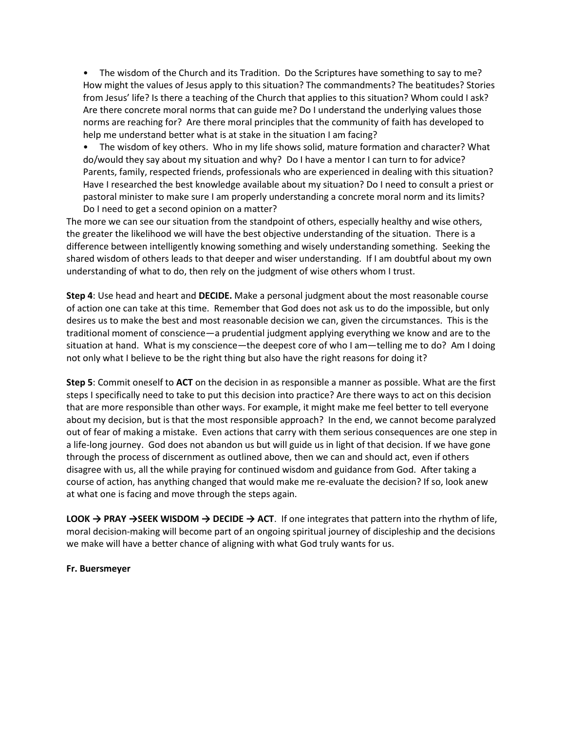- The wisdom of the Church and its Tradition. Do the Scriptures have something to say to me? How might the values of Jesus apply to this situation? The commandments? The beatitudes? Stories from Jesus' life? Is there a teaching of the Church that applies to this situation? Whom could I ask? Are there concrete moral norms that can guide me? Do I understand the underlying values those norms are reaching for? Are there moral principles that the community of faith has developed to help me understand better what is at stake in the situation I am facing?
- The wisdom of key others. Who in my life shows solid, mature formation and character? What do/would they say about my situation and why? Do I have a mentor I can turn to for advice? Parents, family, respected friends, professionals who are experienced in dealing with this situation? Have I researched the best knowledge available about my situation? Do I need to consult a priest or pastoral minister to make sure I am properly understanding a concrete moral norm and its limits? Do I need to get a second opinion on a matter?

The more we can see our situation from the standpoint of others, especially healthy and wise others, the greater the likelihood we will have the best objective understanding of the situation. There is a difference between intelligently knowing something and wisely understanding something. Seeking the shared wisdom of others leads to that deeper and wiser understanding. If I am doubtful about my own understanding of what to do, then rely on the judgment of wise others whom I trust.

**Step 4**: Use head and heart and **DECIDE.** Make a personal judgment about the most reasonable course of action one can take at this time. Remember that God does not ask us to do the impossible, but only desires us to make the best and most reasonable decision we can, given the circumstances. This is the traditional moment of conscience—a prudential judgment applying everything we know and are to the situation at hand. What is my conscience—the deepest core of who I am—telling me to do? Am I doing not only what I believe to be the right thing but also have the right reasons for doing it?

**Step 5**: Commit oneself to **ACT** on the decision in as responsible a manner as possible. What are the first steps I specifically need to take to put this decision into practice? Are there ways to act on this decision that are more responsible than other ways. For example, it might make me feel better to tell everyone about my decision, but is that the most responsible approach? In the end, we cannot become paralyzed out of fear of making a mistake. Even actions that carry with them serious consequences are one step in a life-long journey. God does not abandon us but will guide us in light of that decision. If we have gone through the process of discernment as outlined above, then we can and should act, even if others disagree with us, all the while praying for continued wisdom and guidance from God. After taking a course of action, has anything changed that would make me re-evaluate the decision? If so, look anew at what one is facing and move through the steps again.

**LOOK → PRAY →SEEK WISDOM → DECIDE → ACT**. If one integrates that pattern into the rhythm of life, moral decision-making will become part of an ongoing spiritual journey of discipleship and the decisions we make will have a better chance of aligning with what God truly wants for us.

**Fr. Buersmeyer**